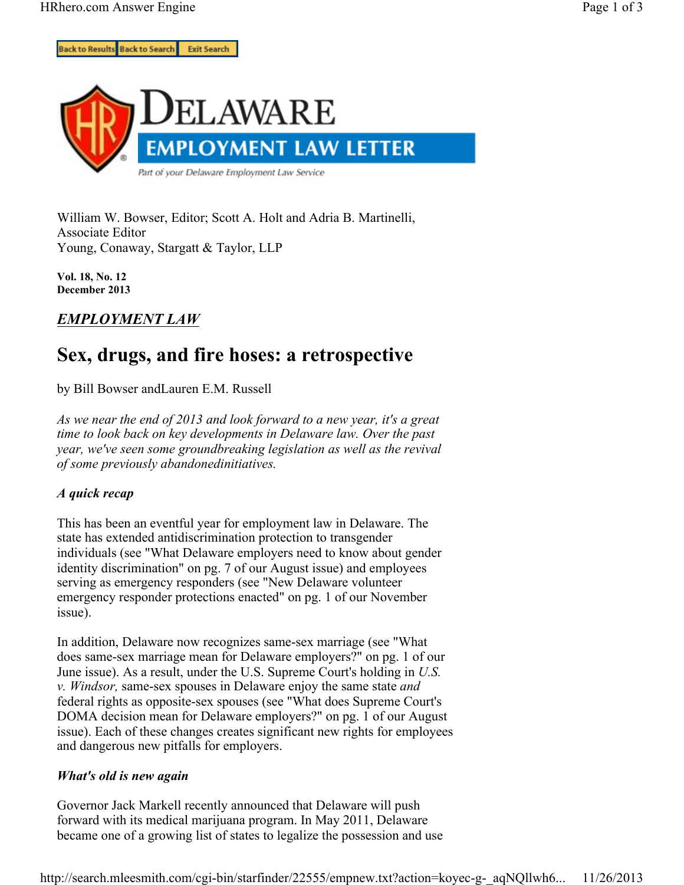# Delaware Employment Law Letter

Part of your Delaware Employment Law Service

William W. Bowser, Editor; Scott A. Holt and Adria B. Martinelli, Associate Editor
Young, Conaway, Stargatt & Taylor, LLP

**Vol. 18, No. 12**
**December 2013**

## *EMPLOYMENT LAW*

# Sex, drugs, and fire hoses: a retrospective

by Bill Bowser andLauren E.M. Russell

*As we near the end of 2013 and look forward to a new year, it's a great time to look back on key developments in Delaware law. Over the past year, we've seen some groundbreaking legislation as well as the revival of some previously abandonedinitiatives.*

### *A quick recap*

This has been an eventful year for employment law in Delaware. The state has extended antidiscrimination protection to transgender individuals (see "What Delaware employers need to know about gender identity discrimination" on pg. 7 of our August issue) and employees serving as emergency responders (see "New Delaware volunteer emergency responder protections enacted" on pg. 1 of our November issue).

In addition, Delaware now recognizes same-sex marriage (see "What does same-sex marriage mean for Delaware employers?" on pg. 1 of our June issue). As a result, under the U.S. Supreme Court's holding in *U.S. v. Windsor,* same-sex spouses in Delaware enjoy the same state *and* federal rights as opposite-sex spouses (see "What does Supreme Court's DOMA decision mean for Delaware employers?" on pg. 1 of our August issue). Each of these changes creates significant new rights for employees and dangerous new pitfalls for employers.

### *What's old is new again*

Governor Jack Markell recently announced that Delaware will push forward with its medical marijuana program. In May 2011, Delaware became one of a growing list of states to legalize the possession and use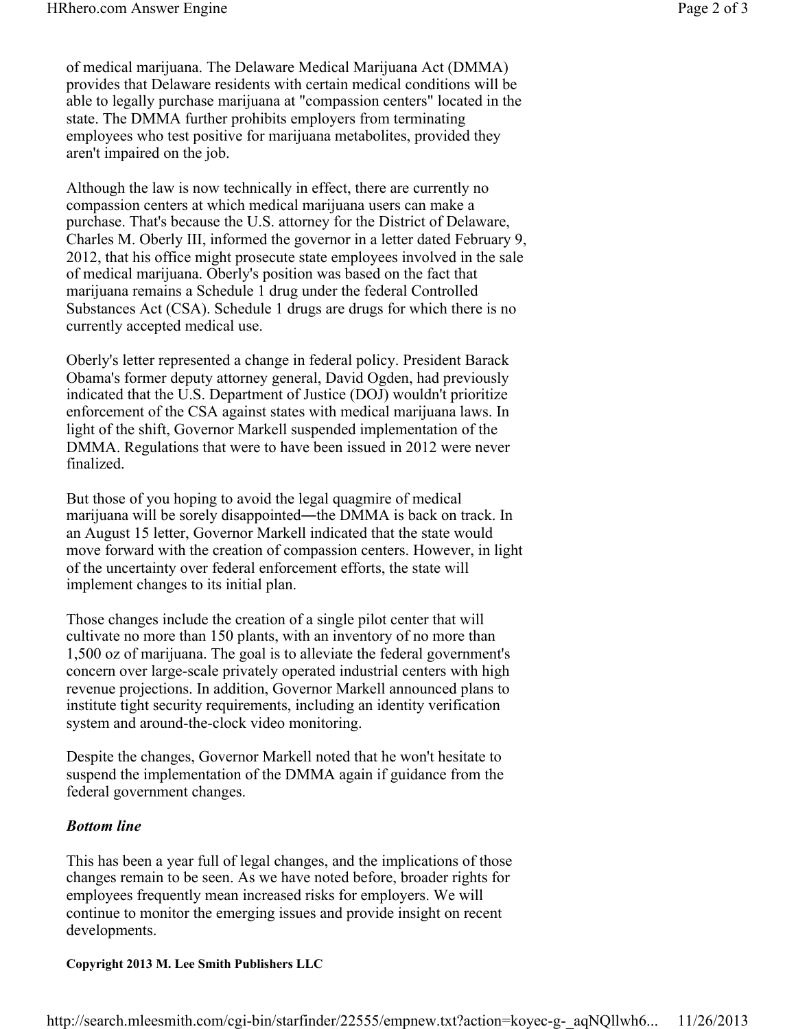of medical marijuana. The Delaware Medical Marijuana Act (DMMA) provides that Delaware residents with certain medical conditions will be able to legally purchase marijuana at "compassion centers" located in the state. The DMMA further prohibits employers from terminating employees who test positive for marijuana metabolites, provided they aren't impaired on the job.

Although the law is now technically in effect, there are currently no compassion centers at which medical marijuana users can make a purchase. That's because the U.S. attorney for the District of Delaware, Charles M. Oberly III, informed the governor in a letter dated February 9, 2012, that his office might prosecute state employees involved in the sale of medical marijuana. Oberly's position was based on the fact that marijuana remains a Schedule 1 drug under the federal Controlled Substances Act (CSA). Schedule 1 drugs are drugs for which there is no currently accepted medical use.

Oberly's letter represented a change in federal policy. President Barack Obama's former deputy attorney general, David Ogden, had previously indicated that the U.S. Department of Justice (DOJ) wouldn't prioritize enforcement of the CSA against states with medical marijuana laws. In light of the shift, Governor Markell suspended implementation of the DMMA. Regulations that were to have been issued in 2012 were never finalized.

But those of you hoping to avoid the legal quagmire of medical marijuana will be sorely disappointed―the DMMA is back on track. In an August 15 letter, Governor Markell indicated that the state would move forward with the creation of compassion centers. However, in light of the uncertainty over federal enforcement efforts, the state will implement changes to its initial plan.

Those changes include the creation of a single pilot center that will cultivate no more than 150 plants, with an inventory of no more than 1,500 oz of marijuana. The goal is to alleviate the federal government's concern over large-scale privately operated industrial centers with high revenue projections. In addition, Governor Markell announced plans to institute tight security requirements, including an identity verification system and around-the-clock video monitoring.

Despite the changes, Governor Markell noted that he won't hesitate to suspend the implementation of the DMMA again if guidance from the federal government changes.

### *Bottom line*

This has been a year full of legal changes, and the implications of those changes remain to be seen. As we have noted before, broader rights for employees frequently mean increased risks for employers. We will continue to monitor the emerging issues and provide insight on recent developments.

**Copyright 2013 M. Lee Smith Publishers LLC**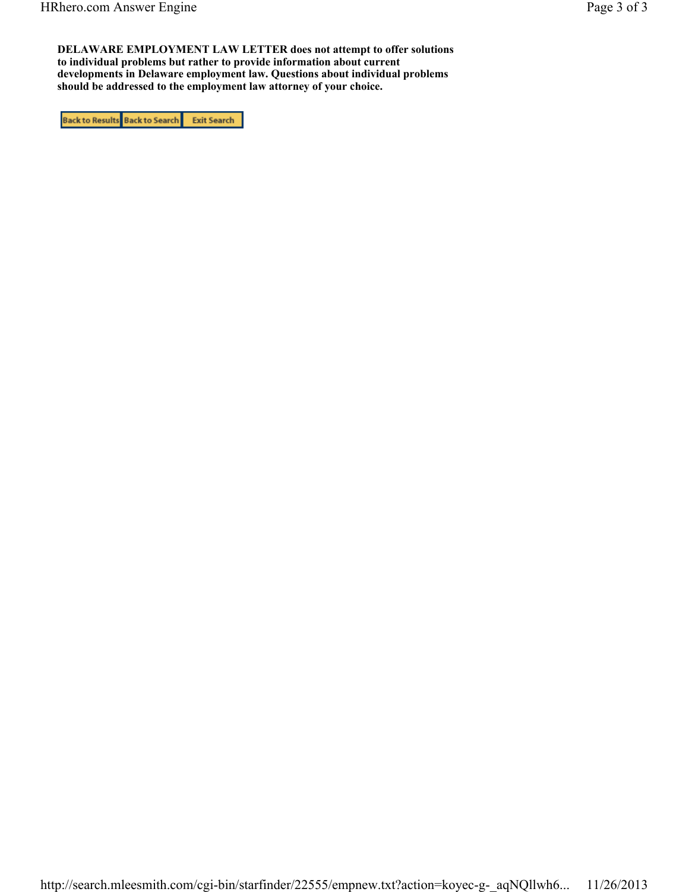**DELAWARE EMPLOYMENT LAW LETTER does not attempt to offer solutions to individual problems but rather to provide information about current developments in Delaware employment law. Questions about individual problems should be addressed to the employment law attorney of your choice.**

Back to Results | Back to Search | Exit Search